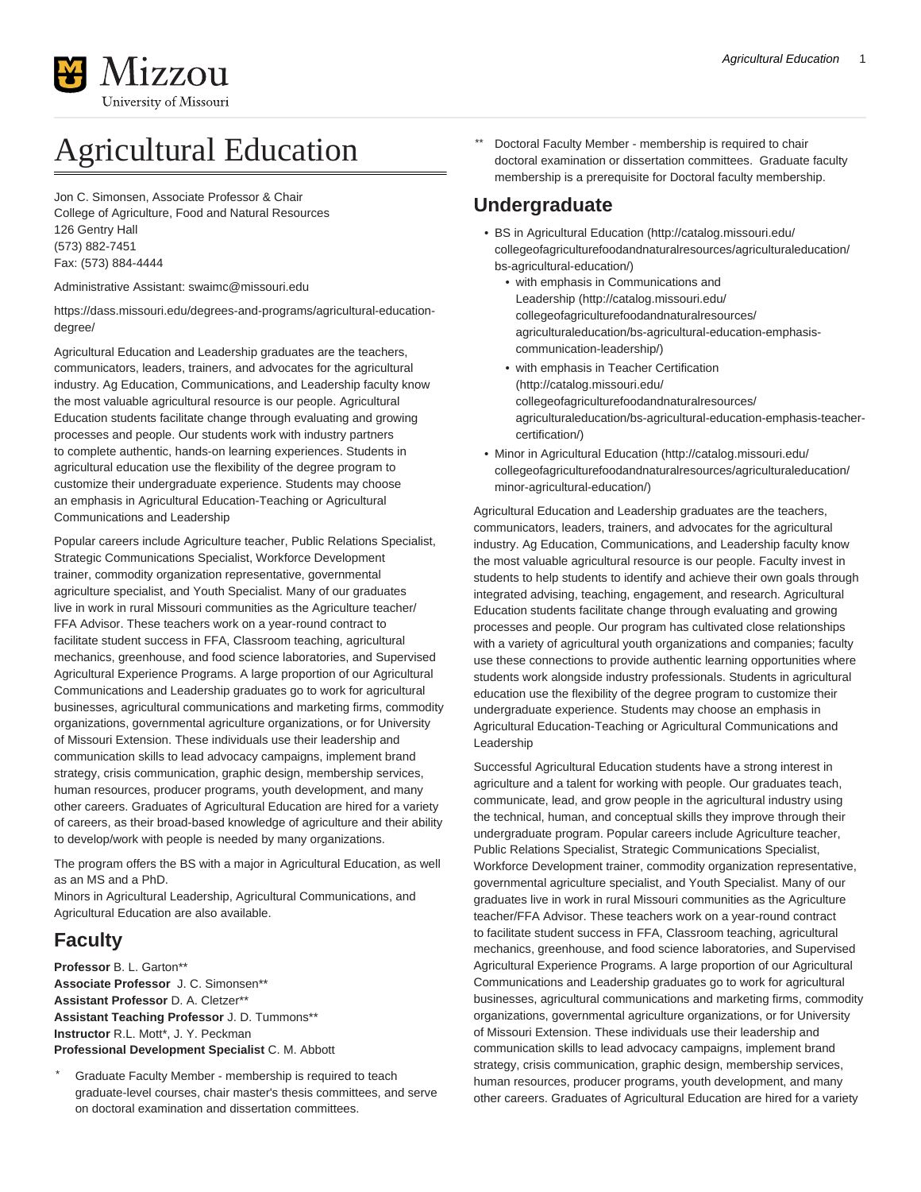# Agricultural Education

Jon C. Simonsen, Associate Professor & Chair
College of Agriculture, Food and Natural Resources
126 Gentry Hall
(573) 882-7451
Fax: (573) 884-4444

Administrative Assistant: swaimc@missouri.edu

https://dass.missouri.edu/degrees-and-programs/agricultural-education-degree/

Agricultural Education and Leadership graduates are the teachers, communicators, leaders, trainers, and advocates for the agricultural industry. Ag Education, Communications, and Leadership faculty know the most valuable agricultural resource is our people. Agricultural Education students facilitate change through evaluating and growing processes and people. Our students work with industry partners to complete authentic, hands-on learning experiences. Students in agricultural education use the flexibility of the degree program to customize their undergraduate experience. Students may choose an emphasis in Agricultural Education-Teaching or Agricultural Communications and Leadership

Popular careers include Agriculture teacher, Public Relations Specialist, Strategic Communications Specialist, Workforce Development trainer, commodity organization representative, governmental agriculture specialist, and Youth Specialist. Many of our graduates live in work in rural Missouri communities as the Agriculture teacher/FFA Advisor. These teachers work on a year-round contract to facilitate student success in FFA, Classroom teaching, agricultural mechanics, greenhouse, and food science laboratories, and Supervised Agricultural Experience Programs. A large proportion of our Agricultural Communications and Leadership graduates go to work for agricultural businesses, agricultural communications and marketing firms, commodity organizations, governmental agriculture organizations, or for University of Missouri Extension. These individuals use their leadership and communication skills to lead advocacy campaigns, implement brand strategy, crisis communication, graphic design, membership services, human resources, producer programs, youth development, and many other careers. Graduates of Agricultural Education are hired for a variety of careers, as their broad-based knowledge of agriculture and their ability to develop/work with people is needed by many organizations.

The program offers the BS with a major in Agricultural Education, as well as an MS and a PhD.
Minors in Agricultural Leadership, Agricultural Communications, and Agricultural Education are also available.

## Faculty

**Professor** B. L. Garton**
**Associate Professor** J. C. Simonsen**
**Assistant Professor** D. A. Cletzer**
**Assistant Teaching Professor** J. D. Tummons**
**Instructor** R.L. Mott*, J. Y. Peckman
**Professional Development Specialist** C. M. Abbott

\* Graduate Faculty Member - membership is required to teach graduate-level courses, chair master's thesis committees, and serve on doctoral examination and dissertation committees.

\** Doctoral Faculty Member - membership is required to chair doctoral examination or dissertation committees. Graduate faculty membership is a prerequisite for Doctoral faculty membership.

## Undergraduate

- BS in Agricultural Education (http://catalog.missouri.edu/collegeofagriculturefoodandnaturalresources/agriculturaleducation/bs-agricultural-education/)
  - with emphasis in Communications and Leadership (http://catalog.missouri.edu/collegeofagriculturefoodandnaturalresources/agriculturaleducation/bs-agricultural-education-emphasis-communication-leadership/)
  - with emphasis in Teacher Certification (http://catalog.missouri.edu/collegeofagriculturefoodandnaturalresources/agriculturaleducation/bs-agricultural-education-emphasis-teacher-certification/)
- Minor in Agricultural Education (http://catalog.missouri.edu/collegeofagriculturefoodandnaturalresources/agriculturaleducation/minor-agricultural-education/)

Agricultural Education and Leadership graduates are the teachers, communicators, leaders, trainers, and advocates for the agricultural industry. Ag Education, Communications, and Leadership faculty know the most valuable agricultural resource is our people. Faculty invest in students to help students to identify and achieve their own goals through integrated advising, teaching, engagement, and research. Agricultural Education students facilitate change through evaluating and growing processes and people. Our program has cultivated close relationships with a variety of agricultural youth organizations and companies; faculty use these connections to provide authentic learning opportunities where students work alongside industry professionals. Students in agricultural education use the flexibility of the degree program to customize their undergraduate experience. Students may choose an emphasis in Agricultural Education-Teaching or Agricultural Communications and Leadership

Successful Agricultural Education students have a strong interest in agriculture and a talent for working with people. Our graduates teach, communicate, lead, and grow people in the agricultural industry using the technical, human, and conceptual skills they improve through their undergraduate program. Popular careers include Agriculture teacher, Public Relations Specialist, Strategic Communications Specialist, Workforce Development trainer, commodity organization representative, governmental agriculture specialist, and Youth Specialist. Many of our graduates live in work in rural Missouri communities as the Agriculture teacher/FFA Advisor. These teachers work on a year-round contract to facilitate student success in FFA, Classroom teaching, agricultural mechanics, greenhouse, and food science laboratories, and Supervised Agricultural Experience Programs. A large proportion of our Agricultural Communications and Leadership graduates go to work for agricultural businesses, agricultural communications and marketing firms, commodity organizations, governmental agriculture organizations, or for University of Missouri Extension. These individuals use their leadership and communication skills to lead advocacy campaigns, implement brand strategy, crisis communication, graphic design, membership services, human resources, producer programs, youth development, and many other careers. Graduates of Agricultural Education are hired for a variety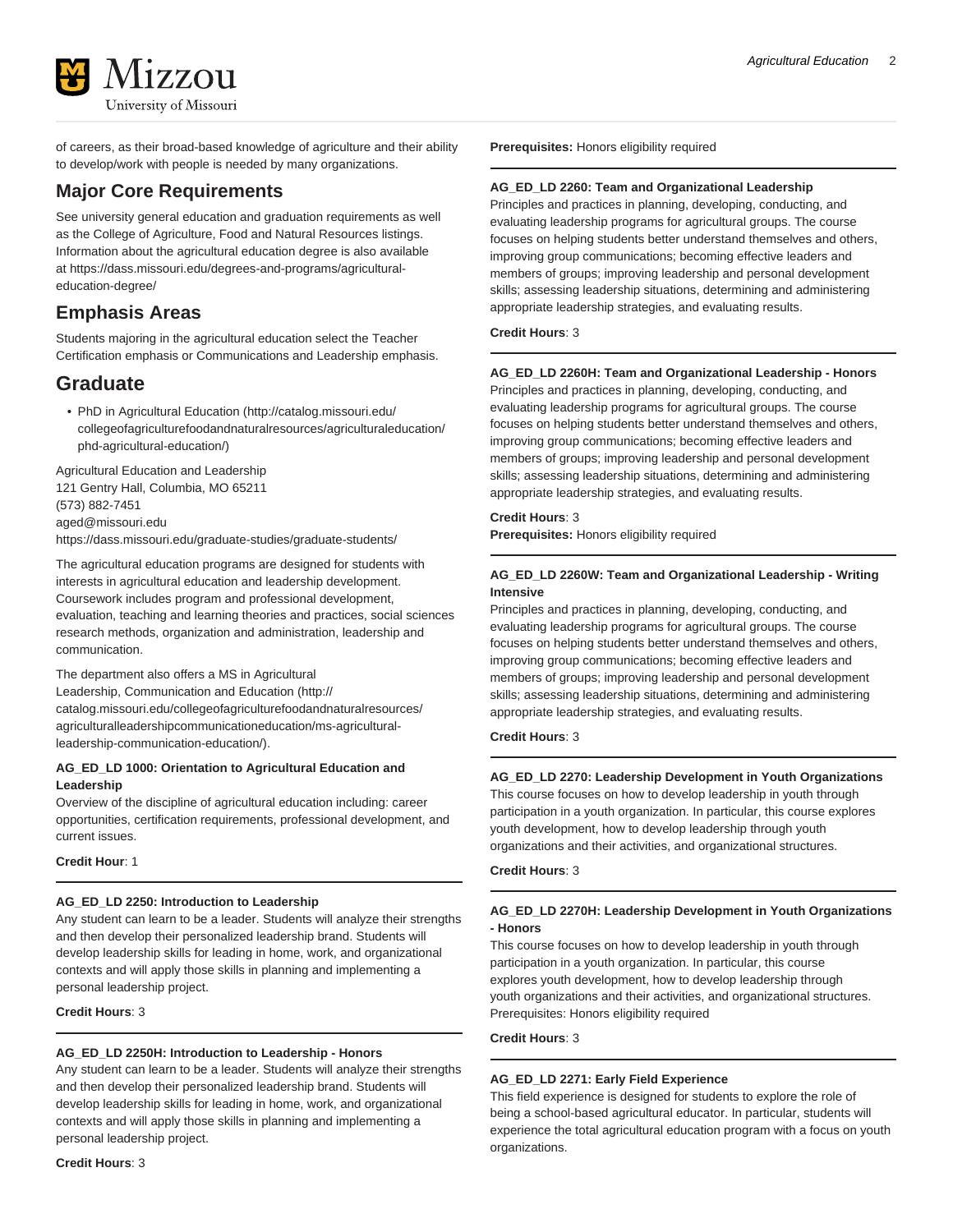of careers, as their broad-based knowledge of agriculture and their ability to develop/work with people is needed by many organizations.

## Major Core Requirements

See university general education and graduation requirements as well as the College of Agriculture, Food and Natural Resources listings. Information about the agricultural education degree is also available at https://dass.missouri.edu/degrees-and-programs/agricultural-education-degree/

## Emphasis Areas

Students majoring in the agricultural education select the Teacher Certification emphasis or Communications and Leadership emphasis.

## Graduate

- PhD in Agricultural Education (http://catalog.missouri.edu/collegeofagriculturefoodandnaturalresources/agriculturaleducation/phd-agricultural-education/)

Agricultural Education and Leadership
121 Gentry Hall, Columbia, MO 65211
(573) 882-7451
aged@missouri.edu
https://dass.missouri.edu/graduate-studies/graduate-students/

The agricultural education programs are designed for students with interests in agricultural education and leadership development. Coursework includes program and professional development, evaluation, teaching and learning theories and practices, social sciences research methods, organization and administration, leadership and communication.

The department also offers a MS in Agricultural Leadership, Communication and Education (http://catalog.missouri.edu/collegeofagriculturefoodandnaturalresources/agriculturalleadershipcommunicationeducation/ms-agricultural-leadership-communication-education/).

**AG_ED_LD 1000: Orientation to Agricultural Education and Leadership**
Overview of the discipline of agricultural education including: career opportunities, certification requirements, professional development, and current issues.

**Credit Hour**: 1

---

**AG_ED_LD 2250: Introduction to Leadership**
Any student can learn to be a leader. Students will analyze their strengths and then develop their personalized leadership brand. Students will develop leadership skills for leading in home, work, and organizational contexts and will apply those skills in planning and implementing a personal leadership project.

**Credit Hours**: 3

---

**AG_ED_LD 2250H: Introduction to Leadership - Honors**
Any student can learn to be a leader. Students will analyze their strengths and then develop their personalized leadership brand. Students will develop leadership skills for leading in home, work, and organizational contexts and will apply those skills in planning and implementing a personal leadership project.

**Credit Hours**: 3
**Prerequisites:** Honors eligibility required

---

**AG_ED_LD 2260: Team and Organizational Leadership**
Principles and practices in planning, developing, conducting, and evaluating leadership programs for agricultural groups. The course focuses on helping students better understand themselves and others, improving group communications; becoming effective leaders and members of groups; improving leadership and personal development skills; assessing leadership situations, determining and administering appropriate leadership strategies, and evaluating results.

**Credit Hours**: 3

---

**AG_ED_LD 2260H: Team and Organizational Leadership - Honors**
Principles and practices in planning, developing, conducting, and evaluating leadership programs for agricultural groups. The course focuses on helping students better understand themselves and others, improving group communications; becoming effective leaders and members of groups; improving leadership and personal development skills; assessing leadership situations, determining and administering appropriate leadership strategies, and evaluating results.

**Credit Hours**: 3
**Prerequisites:** Honors eligibility required

---

**AG_ED_LD 2260W: Team and Organizational Leadership - Writing Intensive**
Principles and practices in planning, developing, conducting, and evaluating leadership programs for agricultural groups. The course focuses on helping students better understand themselves and others, improving group communications; becoming effective leaders and members of groups; improving leadership and personal development skills; assessing leadership situations, determining and administering appropriate leadership strategies, and evaluating results.

**Credit Hours**: 3

---

**AG_ED_LD 2270: Leadership Development in Youth Organizations**
This course focuses on how to develop leadership in youth through participation in a youth organization. In particular, this course explores youth development, how to develop leadership through youth organizations and their activities, and organizational structures.

**Credit Hours**: 3

---

**AG_ED_LD 2270H: Leadership Development in Youth Organizations - Honors**
This course focuses on how to develop leadership in youth through participation in a youth organization. In particular, this course explores youth development, how to develop leadership through youth organizations and their activities, and organizational structures. Prerequisites: Honors eligibility required

**Credit Hours**: 3

---

**AG_ED_LD 2271: Early Field Experience**
This field experience is designed for students to explore the role of being a school-based agricultural educator. In particular, students will experience the total agricultural education program with a focus on youth organizations.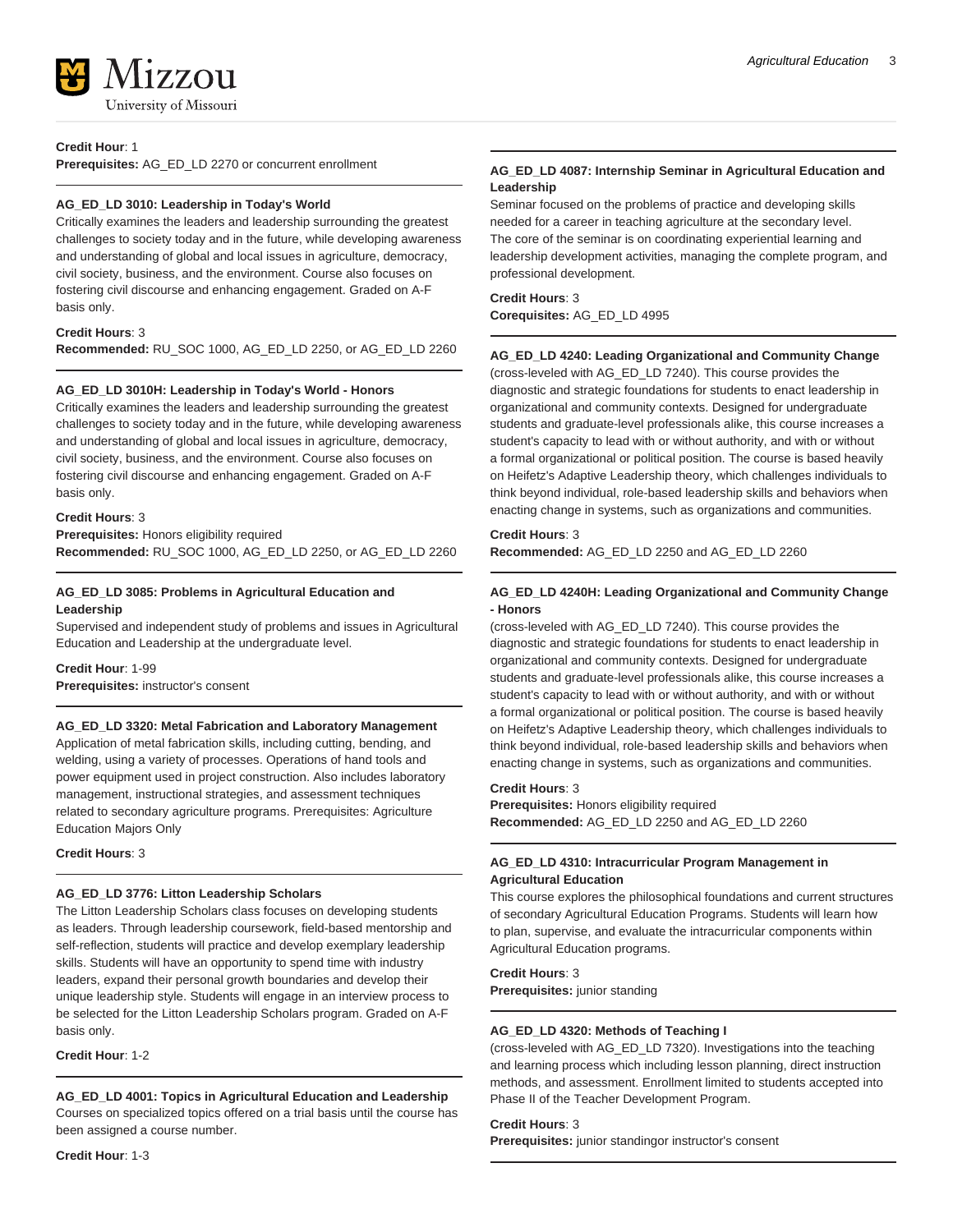**Credit Hour**: 1
**Prerequisites:** AG_ED_LD 2270 or concurrent enrollment

---

**AG_ED_LD 3010: Leadership in Today's World**
Critically examines the leaders and leadership surrounding the greatest challenges to society today and in the future, while developing awareness and understanding of global and local issues in agriculture, democracy, civil society, business, and the environment. Course also focuses on fostering civil discourse and enhancing engagement. Graded on A-F basis only.

**Credit Hours**: 3
**Recommended:** RU_SOC 1000, AG_ED_LD 2250, or AG_ED_LD 2260

---

**AG_ED_LD 3010H: Leadership in Today's World - Honors**
Critically examines the leaders and leadership surrounding the greatest challenges to society today and in the future, while developing awareness and understanding of global and local issues in agriculture, democracy, civil society, business, and the environment. Course also focuses on fostering civil discourse and enhancing engagement. Graded on A-F basis only.

**Credit Hours**: 3
**Prerequisites:** Honors eligibility required
**Recommended:** RU_SOC 1000, AG_ED_LD 2250, or AG_ED_LD 2260

---

**AG_ED_LD 3085: Problems in Agricultural Education and Leadership**
Supervised and independent study of problems and issues in Agricultural Education and Leadership at the undergraduate level.

**Credit Hour**: 1-99
**Prerequisites:** instructor's consent

---

**AG_ED_LD 3320: Metal Fabrication and Laboratory Management**
Application of metal fabrication skills, including cutting, bending, and welding, using a variety of processes. Operations of hand tools and power equipment used in project construction. Also includes laboratory management, instructional strategies, and assessment techniques related to secondary agriculture programs. Prerequisites: Agriculture Education Majors Only

**Credit Hours**: 3

---

**AG_ED_LD 3776: Litton Leadership Scholars**
The Litton Leadership Scholars class focuses on developing students as leaders. Through leadership coursework, field-based mentorship and self-reflection, students will practice and develop exemplary leadership skills. Students will have an opportunity to spend time with industry leaders, expand their personal growth boundaries and develop their unique leadership style. Students will engage in an interview process to be selected for the Litton Leadership Scholars program. Graded on A-F basis only.

**Credit Hour**: 1-2

---

**AG_ED_LD 4001: Topics in Agricultural Education and Leadership**
Courses on specialized topics offered on a trial basis until the course has been assigned a course number.

**Credit Hour**: 1-3

---

**AG_ED_LD 4087: Internship Seminar in Agricultural Education and Leadership**
Seminar focused on the problems of practice and developing skills needed for a career in teaching agriculture at the secondary level. The core of the seminar is on coordinating experiential learning and leadership development activities, managing the complete program, and professional development.

**Credit Hours**: 3
**Corequisites:** AG_ED_LD 4995

---

**AG_ED_LD 4240: Leading Organizational and Community Change**
(cross-leveled with AG_ED_LD 7240). This course provides the diagnostic and strategic foundations for students to enact leadership in organizational and community contexts. Designed for undergraduate students and graduate-level professionals alike, this course increases a student's capacity to lead with or without authority, and with or without a formal organizational or political position. The course is based heavily on Heifetz's Adaptive Leadership theory, which challenges individuals to think beyond individual, role-based leadership skills and behaviors when enacting change in systems, such as organizations and communities.

**Credit Hours**: 3
**Recommended:** AG_ED_LD 2250 and AG_ED_LD 2260

---

**AG_ED_LD 4240H: Leading Organizational and Community Change - Honors**
(cross-leveled with AG_ED_LD 7240). This course provides the diagnostic and strategic foundations for students to enact leadership in organizational and community contexts. Designed for undergraduate students and graduate-level professionals alike, this course increases a student's capacity to lead with or without authority, and with or without a formal organizational or political position. The course is based heavily on Heifetz's Adaptive Leadership theory, which challenges individuals to think beyond individual, role-based leadership skills and behaviors when enacting change in systems, such as organizations and communities.

**Credit Hours**: 3
**Prerequisites:** Honors eligibility required
**Recommended:** AG_ED_LD 2250 and AG_ED_LD 2260

---

**AG_ED_LD 4310: Intracurricular Program Management in Agricultural Education**
This course explores the philosophical foundations and current structures of secondary Agricultural Education Programs. Students will learn how to plan, supervise, and evaluate the intracurricular components within Agricultural Education programs.

**Credit Hours**: 3
**Prerequisites:** junior standing

---

**AG_ED_LD 4320: Methods of Teaching I**
(cross-leveled with AG_ED_LD 7320). Investigations into the teaching and learning process which including lesson planning, direct instruction methods, and assessment. Enrollment limited to students accepted into Phase II of the Teacher Development Program.

**Credit Hours**: 3
**Prerequisites:** junior standingor instructor's consent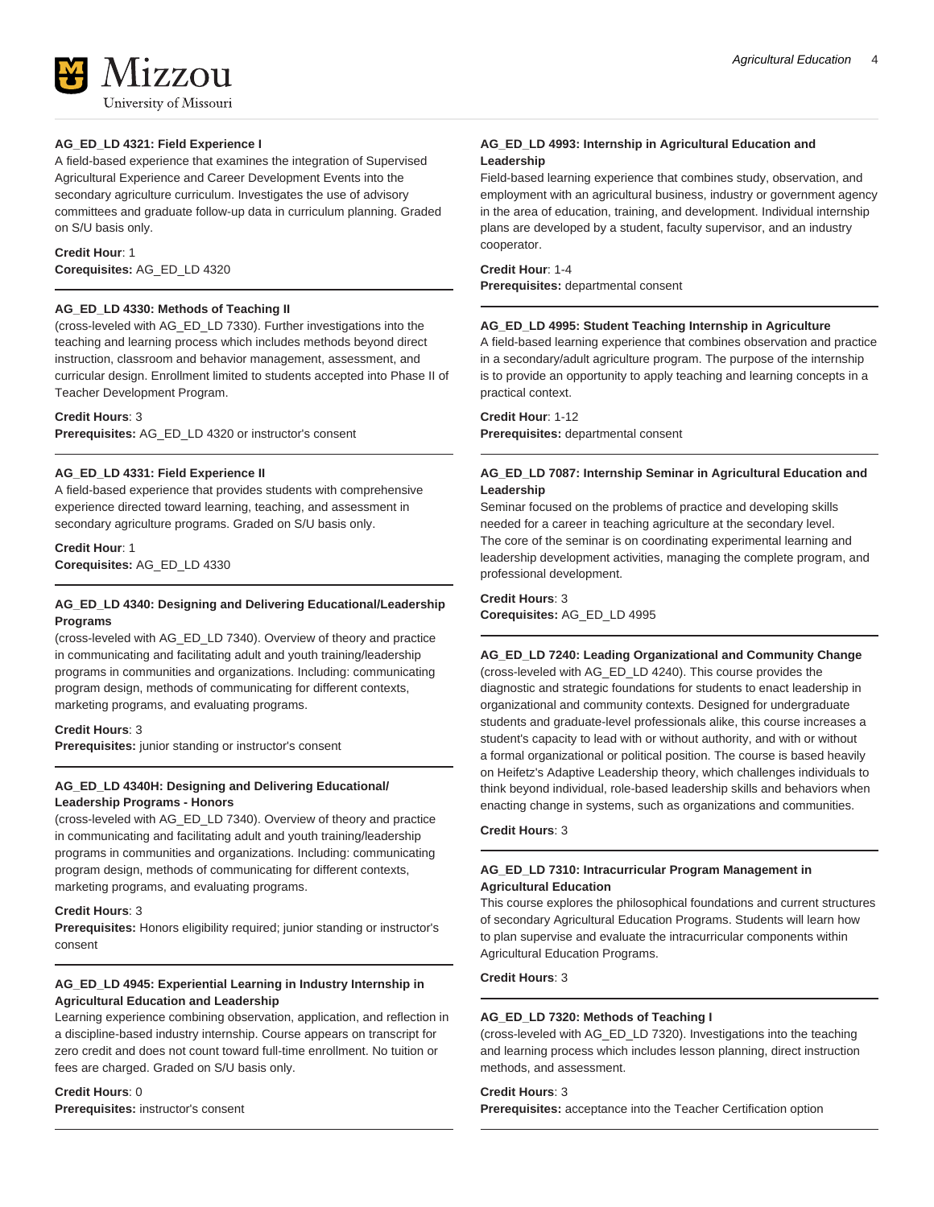**AG_ED_LD 4321: Field Experience I**

A field-based experience that examines the integration of Supervised Agricultural Experience and Career Development Events into the secondary agriculture curriculum. Investigates the use of advisory committees and graduate follow-up data in curriculum planning. Graded on S/U basis only.

**Credit Hour**: 1
**Corequisites:** AG_ED_LD 4320

---

**AG_ED_LD 4330: Methods of Teaching II**

(cross-leveled with AG_ED_LD 7330). Further investigations into the teaching and learning process which includes methods beyond direct instruction, classroom and behavior management, assessment, and curricular design. Enrollment limited to students accepted into Phase II of Teacher Development Program.

**Credit Hours**: 3
**Prerequisites:** AG_ED_LD 4320 or instructor's consent

---

**AG_ED_LD 4331: Field Experience II**

A field-based experience that provides students with comprehensive experience directed toward learning, teaching, and assessment in secondary agriculture programs. Graded on S/U basis only.

**Credit Hour**: 1
**Corequisites:** AG_ED_LD 4330

---

**AG_ED_LD 4340: Designing and Delivering Educational/Leadership Programs**

(cross-leveled with AG_ED_LD 7340). Overview of theory and practice in communicating and facilitating adult and youth training/leadership programs in communities and organizations. Including: communicating program design, methods of communicating for different contexts, marketing programs, and evaluating programs.

**Credit Hours**: 3
**Prerequisites:** junior standing or instructor's consent

---

**AG_ED_LD 4340H: Designing and Delivering Educational/ Leadership Programs - Honors**

(cross-leveled with AG_ED_LD 7340). Overview of theory and practice in communicating and facilitating adult and youth training/leadership programs in communities and organizations. Including: communicating program design, methods of communicating for different contexts, marketing programs, and evaluating programs.

**Credit Hours**: 3
**Prerequisites:** Honors eligibility required; junior standing or instructor's consent

---

**AG_ED_LD 4945: Experiential Learning in Industry Internship in Agricultural Education and Leadership**

Learning experience combining observation, application, and reflection in a discipline-based industry internship. Course appears on transcript for zero credit and does not count toward full-time enrollment. No tuition or fees are charged. Graded on S/U basis only.

**Credit Hours**: 0
**Prerequisites:** instructor's consent

---

**AG_ED_LD 4993: Internship in Agricultural Education and Leadership**

Field-based learning experience that combines study, observation, and employment with an agricultural business, industry or government agency in the area of education, training, and development. Individual internship plans are developed by a student, faculty supervisor, and an industry cooperator.

**Credit Hour**: 1-4
**Prerequisites:** departmental consent

---

**AG_ED_LD 4995: Student Teaching Internship in Agriculture**

A field-based learning experience that combines observation and practice in a secondary/adult agriculture program. The purpose of the internship is to provide an opportunity to apply teaching and learning concepts in a practical context.

**Credit Hour**: 1-12
**Prerequisites:** departmental consent

---

**AG_ED_LD 7087: Internship Seminar in Agricultural Education and Leadership**

Seminar focused on the problems of practice and developing skills needed for a career in teaching agriculture at the secondary level. The core of the seminar is on coordinating experimental learning and leadership development activities, managing the complete program, and professional development.

**Credit Hours**: 3
**Corequisites:** AG_ED_LD 4995

---

**AG_ED_LD 7240: Leading Organizational and Community Change**

(cross-leveled with AG_ED_LD 4240). This course provides the diagnostic and strategic foundations for students to enact leadership in organizational and community contexts. Designed for undergraduate students and graduate-level professionals alike, this course increases a student's capacity to lead with or without authority, and with or without a formal organizational or political position. The course is based heavily on Heifetz's Adaptive Leadership theory, which challenges individuals to think beyond individual, role-based leadership skills and behaviors when enacting change in systems, such as organizations and communities.

**Credit Hours**: 3

---

**AG_ED_LD 7310: Intracurricular Program Management in Agricultural Education**

This course explores the philosophical foundations and current structures of secondary Agricultural Education Programs. Students will learn how to plan supervise and evaluate the intracurricular components within Agricultural Education Programs.

**Credit Hours**: 3

---

**AG_ED_LD 7320: Methods of Teaching I**

(cross-leveled with AG_ED_LD 7320). Investigations into the teaching and learning process which includes lesson planning, direct instruction methods, and assessment.

**Credit Hours**: 3
**Prerequisites:** acceptance into the Teacher Certification option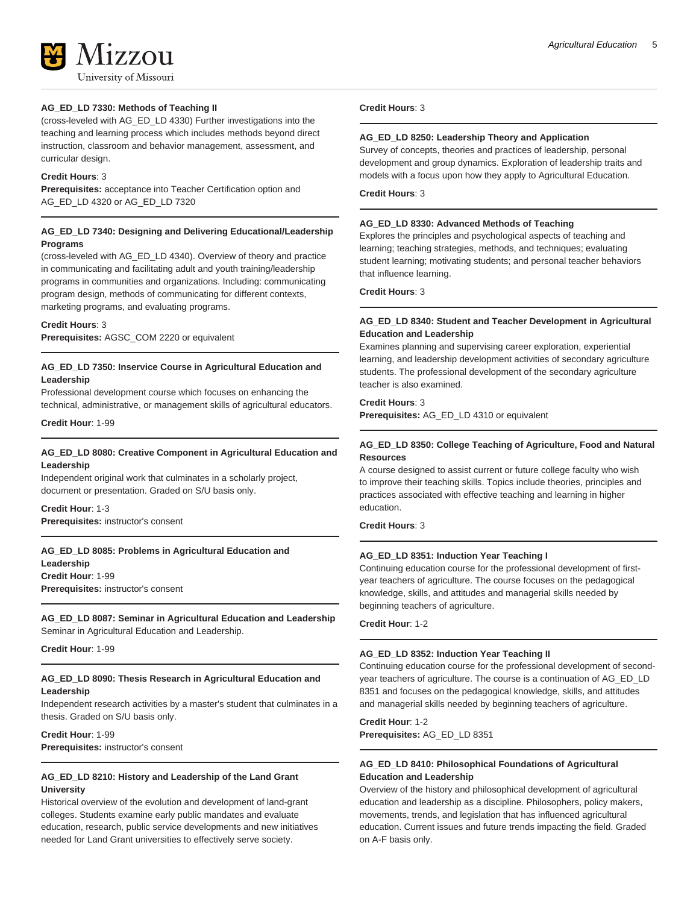#### AG_ED_LD 7330: Methods of Teaching II

(cross-leveled with AG_ED_LD 4330) Further investigations into the teaching and learning process which includes methods beyond direct instruction, classroom and behavior management, assessment, and curricular design.

**Credit Hours**: 3
**Prerequisites:** acceptance into Teacher Certification option and AG_ED_LD 4320 or AG_ED_LD 7320

#### AG_ED_LD 7340: Designing and Delivering Educational/Leadership Programs

(cross-leveled with AG_ED_LD 4340). Overview of theory and practice in communicating and facilitating adult and youth training/leadership programs in communities and organizations. Including: communicating program design, methods of communicating for different contexts, marketing programs, and evaluating programs.

**Credit Hours**: 3
**Prerequisites:** AGSC_COM 2220 or equivalent

#### AG_ED_LD 7350: Inservice Course in Agricultural Education and Leadership

Professional development course which focuses on enhancing the technical, administrative, or management skills of agricultural educators.

**Credit Hour**: 1-99

#### AG_ED_LD 8080: Creative Component in Agricultural Education and Leadership

Independent original work that culminates in a scholarly project, document or presentation. Graded on S/U basis only.

**Credit Hour**: 1-3
**Prerequisites:** instructor's consent

#### AG_ED_LD 8085: Problems in Agricultural Education and Leadership

**Credit Hour**: 1-99
**Prerequisites:** instructor's consent

#### AG_ED_LD 8087: Seminar in Agricultural Education and Leadership

Seminar in Agricultural Education and Leadership.

**Credit Hour**: 1-99

#### AG_ED_LD 8090: Thesis Research in Agricultural Education and Leadership

Independent research activities by a master's student that culminates in a thesis. Graded on S/U basis only.

**Credit Hour**: 1-99
**Prerequisites:** instructor's consent

#### AG_ED_LD 8210: History and Leadership of the Land Grant University

Historical overview of the evolution and development of land-grant colleges. Students examine early public mandates and evaluate education, research, public service developments and new initiatives needed for Land Grant universities to effectively serve society.

**Credit Hours**: 3

#### AG_ED_LD 8250: Leadership Theory and Application

Survey of concepts, theories and practices of leadership, personal development and group dynamics. Exploration of leadership traits and models with a focus upon how they apply to Agricultural Education.

**Credit Hours**: 3

#### AG_ED_LD 8330: Advanced Methods of Teaching

Explores the principles and psychological aspects of teaching and learning; teaching strategies, methods, and techniques; evaluating student learning; motivating students; and personal teacher behaviors that influence learning.

**Credit Hours**: 3

#### AG_ED_LD 8340: Student and Teacher Development in Agricultural Education and Leadership

Examines planning and supervising career exploration, experiential learning, and leadership development activities of secondary agriculture students. The professional development of the secondary agriculture teacher is also examined.

**Credit Hours**: 3
**Prerequisites:** AG_ED_LD 4310 or equivalent

#### AG_ED_LD 8350: College Teaching of Agriculture, Food and Natural Resources

A course designed to assist current or future college faculty who wish to improve their teaching skills. Topics include theories, principles and practices associated with effective teaching and learning in higher education.

**Credit Hours**: 3

#### AG_ED_LD 8351: Induction Year Teaching I

Continuing education course for the professional development of first-year teachers of agriculture. The course focuses on the pedagogical knowledge, skills, and attitudes and managerial skills needed by beginning teachers of agriculture.

**Credit Hour**: 1-2

#### AG_ED_LD 8352: Induction Year Teaching II

Continuing education course for the professional development of second-year teachers of agriculture. The course is a continuation of AG_ED_LD 8351 and focuses on the pedagogical knowledge, skills, and attitudes and managerial skills needed by beginning teachers of agriculture.

**Credit Hour**: 1-2
**Prerequisites:** AG_ED_LD 8351

#### AG_ED_LD 8410: Philosophical Foundations of Agricultural Education and Leadership

Overview of the history and philosophical development of agricultural education and leadership as a discipline. Philosophers, policy makers, movements, trends, and legislation that has influenced agricultural education. Current issues and future trends impacting the field. Graded on A-F basis only.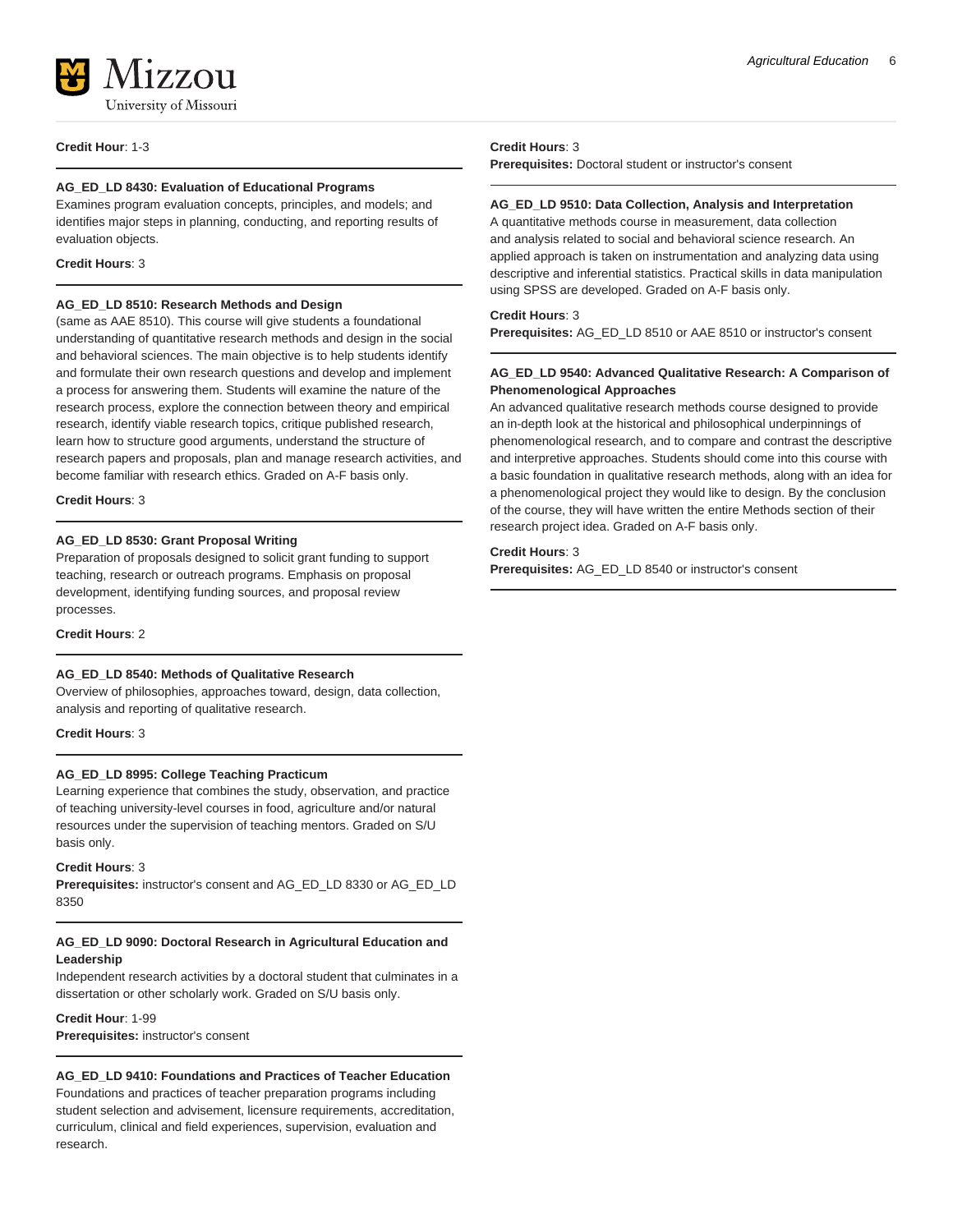**Credit Hour**: 1-3

#### AG_ED_LD 8430: Evaluation of Educational Programs

Examines program evaluation concepts, principles, and models; and identifies major steps in planning, conducting, and reporting results of evaluation objects.

**Credit Hours**: 3

#### AG_ED_LD 8510: Research Methods and Design

(same as AAE 8510). This course will give students a foundational understanding of quantitative research methods and design in the social and behavioral sciences. The main objective is to help students identify and formulate their own research questions and develop and implement a process for answering them. Students will examine the nature of the research process, explore the connection between theory and empirical research, identify viable research topics, critique published research, learn how to structure good arguments, understand the structure of research papers and proposals, plan and manage research activities, and become familiar with research ethics. Graded on A-F basis only.

**Credit Hours**: 3

#### AG_ED_LD 8530: Grant Proposal Writing

Preparation of proposals designed to solicit grant funding to support teaching, research or outreach programs. Emphasis on proposal development, identifying funding sources, and proposal review processes.

**Credit Hours**: 2

#### AG_ED_LD 8540: Methods of Qualitative Research

Overview of philosophies, approaches toward, design, data collection, analysis and reporting of qualitative research.

**Credit Hours**: 3

#### AG_ED_LD 8995: College Teaching Practicum

Learning experience that combines the study, observation, and practice of teaching university-level courses in food, agriculture and/or natural resources under the supervision of teaching mentors. Graded on S/U basis only.

**Credit Hours**: 3
**Prerequisites:** instructor's consent and AG_ED_LD 8330 or AG_ED_LD 8350

#### AG_ED_LD 9090: Doctoral Research in Agricultural Education and Leadership

Independent research activities by a doctoral student that culminates in a dissertation or other scholarly work. Graded on S/U basis only.

**Credit Hour**: 1-99
**Prerequisites:** instructor's consent

#### AG_ED_LD 9410: Foundations and Practices of Teacher Education

Foundations and practices of teacher preparation programs including student selection and advisement, licensure requirements, accreditation, curriculum, clinical and field experiences, supervision, evaluation and research.

**Credit Hours**: 3
**Prerequisites:** Doctoral student or instructor's consent

#### AG_ED_LD 9510: Data Collection, Analysis and Interpretation

A quantitative methods course in measurement, data collection and analysis related to social and behavioral science research. An applied approach is taken on instrumentation and analyzing data using descriptive and inferential statistics. Practical skills in data manipulation using SPSS are developed. Graded on A-F basis only.

**Credit Hours**: 3
**Prerequisites:** AG_ED_LD 8510 or AAE 8510 or instructor's consent

#### AG_ED_LD 9540: Advanced Qualitative Research: A Comparison of Phenomenological Approaches

An advanced qualitative research methods course designed to provide an in-depth look at the historical and philosophical underpinnings of phenomenological research, and to compare and contrast the descriptive and interpretive approaches. Students should come into this course with a basic foundation in qualitative research methods, along with an idea for a phenomenological project they would like to design. By the conclusion of the course, they will have written the entire Methods section of their research project idea. Graded on A-F basis only.

**Credit Hours**: 3
**Prerequisites:** AG_ED_LD 8540 or instructor's consent